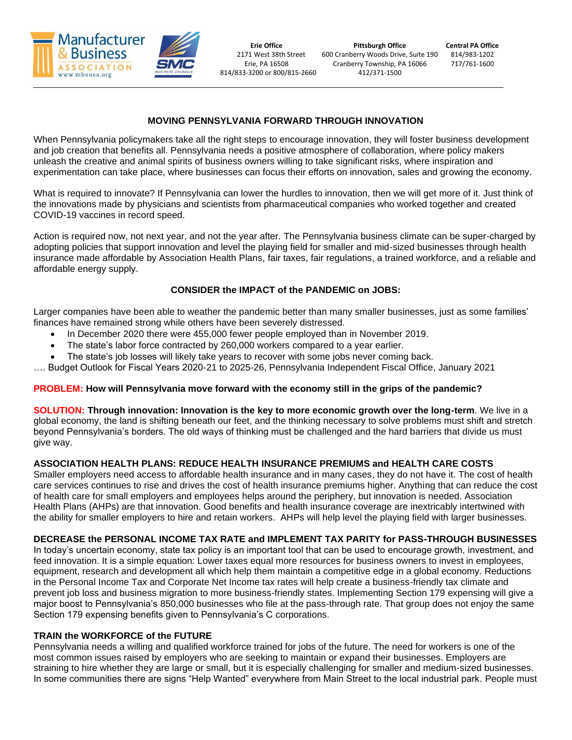Manufacturer & Business ASSOCIATION www.mbausa.org

SMC BUSINESS COUNCILS

**Erie Office**
2171 West 38th Street
Erie, PA 16508
814/833-3200 or 800/815-2660

**Pittsburgh Office**
600 Cranberry Woods Drive, Suite 190
Cranberry Township, PA 16066
412/371-1500

**Central PA Office**
814/983-1202
717/761-1600

---

## MOVING PENNSYLVANIA FORWARD THROUGH INNOVATION

When Pennsylvania policymakers take all the right steps to encourage innovation, they will foster business development and job creation that benefits all. Pennsylvania needs a positive atmosphere of collaboration, where policy makers unleash the creative and animal spirits of business owners willing to take significant risks, where inspiration and experimentation can take place, where businesses can focus their efforts on innovation, sales and growing the economy.

What is required to innovate? If Pennsylvania can lower the hurdles to innovation, then we will get more of it. Just think of the innovations made by physicians and scientists from pharmaceutical companies who worked together and created COVID-19 vaccines in record speed.

Action is required now, not next year, and not the year after. The Pennsylvania business climate can be super-charged by adopting policies that support innovation and level the playing field for smaller and mid-sized businesses through health insurance made affordable by Association Health Plans, fair taxes, fair regulations, a trained workforce, and a reliable and affordable energy supply.

### CONSIDER the IMPACT of the PANDEMIC on JOBS:

Larger companies have been able to weather the pandemic better than many smaller businesses, just as some families' finances have remained strong while others have been severely distressed.

- In December 2020 there were 455,000 fewer people employed than in November 2019.
- The state's labor force contracted by 260,000 workers compared to a year earlier.
- The state's job losses will likely take years to recover with some jobs never coming back.

…. Budget Outlook for Fiscal Years 2020-21 to 2025-26, Pennsylvania Independent Fiscal Office, January 2021

**PROBLEM: How will Pennsylvania move forward with the economy still in the grips of the pandemic?**

**SOLUTION: Through innovation: Innovation is the key to more economic growth over the long-term**. We live in a global economy, the land is shifting beneath our feet, and the thinking necessary to solve problems must shift and stretch beyond Pennsylvania's borders. The old ways of thinking must be challenged and the hard barriers that divide us must give way.

**ASSOCIATION HEALTH PLANS: REDUCE HEALTH INSURANCE PREMIUMS and HEALTH CARE COSTS**

Smaller employers need access to affordable health insurance and in many cases, they do not have it. The cost of health care services continues to rise and drives the cost of health insurance premiums higher. Anything that can reduce the cost of health care for small employers and employees helps around the periphery, but innovation is needed. Association Health Plans (AHPs) are that innovation. Good benefits and health insurance coverage are inextricably intertwined with the ability for smaller employers to hire and retain workers. AHPs will help level the playing field with larger businesses.

**DECREASE the PERSONAL INCOME TAX RATE and IMPLEMENT TAX PARITY for PASS-THROUGH BUSINESSES**

In today's uncertain economy, state tax policy is an important tool that can be used to encourage growth, investment, and feed innovation. It is a simple equation: Lower taxes equal more resources for business owners to invest in employees, equipment, research and development all which help them maintain a competitive edge in a global economy. Reductions in the Personal Income Tax and Corporate Net Income tax rates will help create a business-friendly tax climate and prevent job loss and business migration to more business-friendly states. Implementing Section 179 expensing will give a major boost to Pennsylvania's 850,000 businesses who file at the pass-through rate. That group does not enjoy the same Section 179 expensing benefits given to Pennsylvania's C corporations.

**TRAIN the WORKFORCE of the FUTURE**

Pennsylvania needs a willing and qualified workforce trained for jobs of the future. The need for workers is one of the most common issues raised by employers who are seeking to maintain or expand their businesses. Employers are straining to hire whether they are large or small, but it is especially challenging for smaller and medium-sized businesses. In some communities there are signs "Help Wanted" everywhere from Main Street to the local industrial park. People must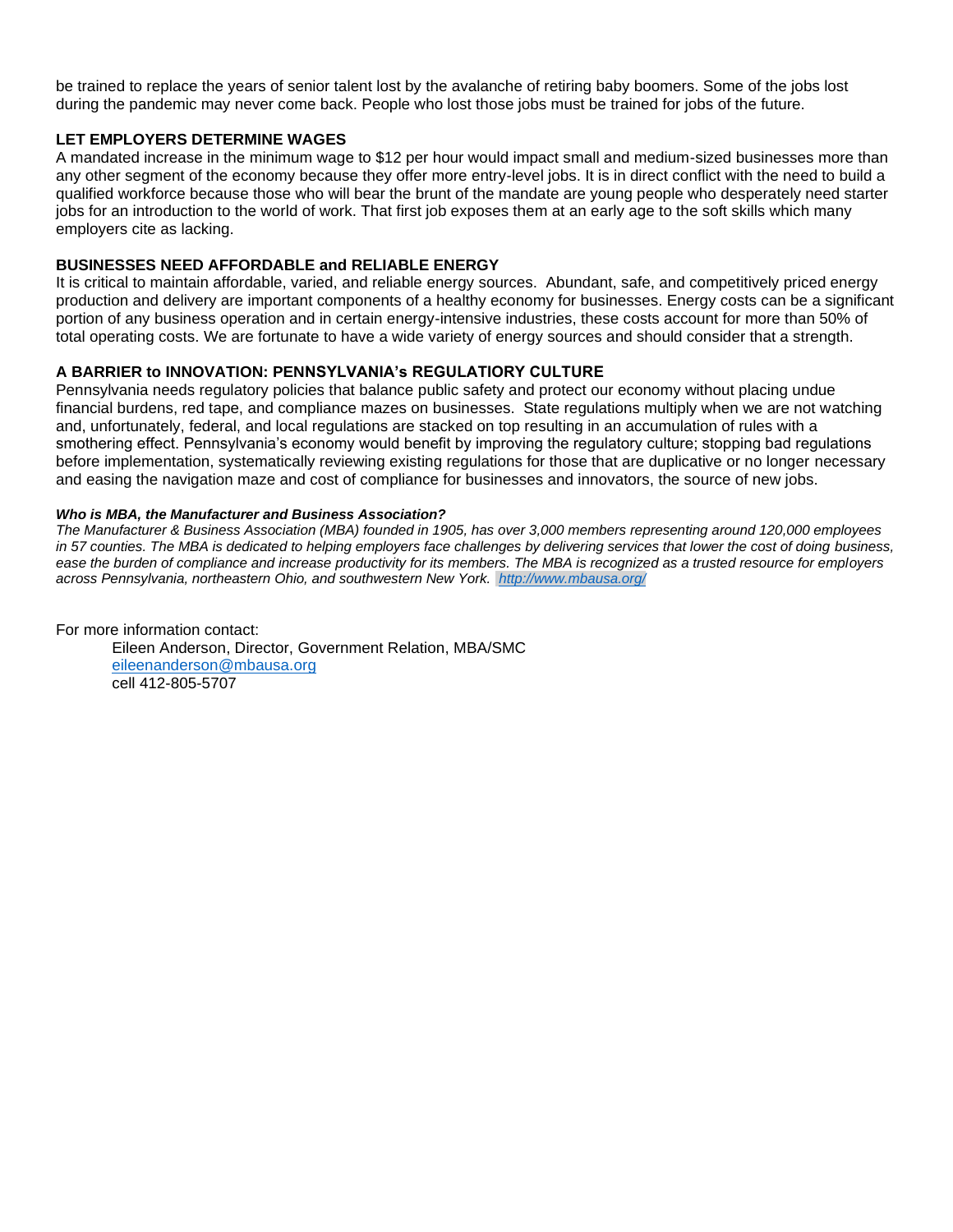be trained to replace the years of senior talent lost by the avalanche of retiring baby boomers. Some of the jobs lost during the pandemic may never come back. People who lost those jobs must be trained for jobs of the future.

**LET EMPLOYERS DETERMINE WAGES**

A mandated increase in the minimum wage to $12 per hour would impact small and medium-sized businesses more than any other segment of the economy because they offer more entry-level jobs. It is in direct conflict with the need to build a qualified workforce because those who will bear the brunt of the mandate are young people who desperately need starter jobs for an introduction to the world of work. That first job exposes them at an early age to the soft skills which many employers cite as lacking.

**BUSINESSES NEED AFFORDABLE and RELIABLE ENERGY**

It is critical to maintain affordable, varied, and reliable energy sources. Abundant, safe, and competitively priced energy production and delivery are important components of a healthy economy for businesses. Energy costs can be a significant portion of any business operation and in certain energy-intensive industries, these costs account for more than 50% of total operating costs. We are fortunate to have a wide variety of energy sources and should consider that a strength.

**A BARRIER to INNOVATION: PENNSYLVANIA's REGULATIORY CULTURE**

Pennsylvania needs regulatory policies that balance public safety and protect our economy without placing undue financial burdens, red tape, and compliance mazes on businesses. State regulations multiply when we are not watching and, unfortunately, federal, and local regulations are stacked on top resulting in an accumulation of rules with a smothering effect. Pennsylvania's economy would benefit by improving the regulatory culture; stopping bad regulations before implementation, systematically reviewing existing regulations for those that are duplicative or no longer necessary and easing the navigation maze and cost of compliance for businesses and innovators, the source of new jobs.

***Who is MBA, the Manufacturer and Business Association?***

*The Manufacturer & Business Association (MBA) founded in 1905, has over 3,000 members representing around 120,000 employees in 57 counties. The MBA is dedicated to helping employers face challenges by delivering services that lower the cost of doing business, ease the burden of compliance and increase productivity for its members. The MBA is recognized as a trusted resource for employers across Pennsylvania, northeastern Ohio, and southwestern New York. http://www.mbausa.org/*

For more information contact:

Eileen Anderson, Director, Government Relation, MBA/SMC
eileenanderson@mbausa.org
cell 412-805-5707